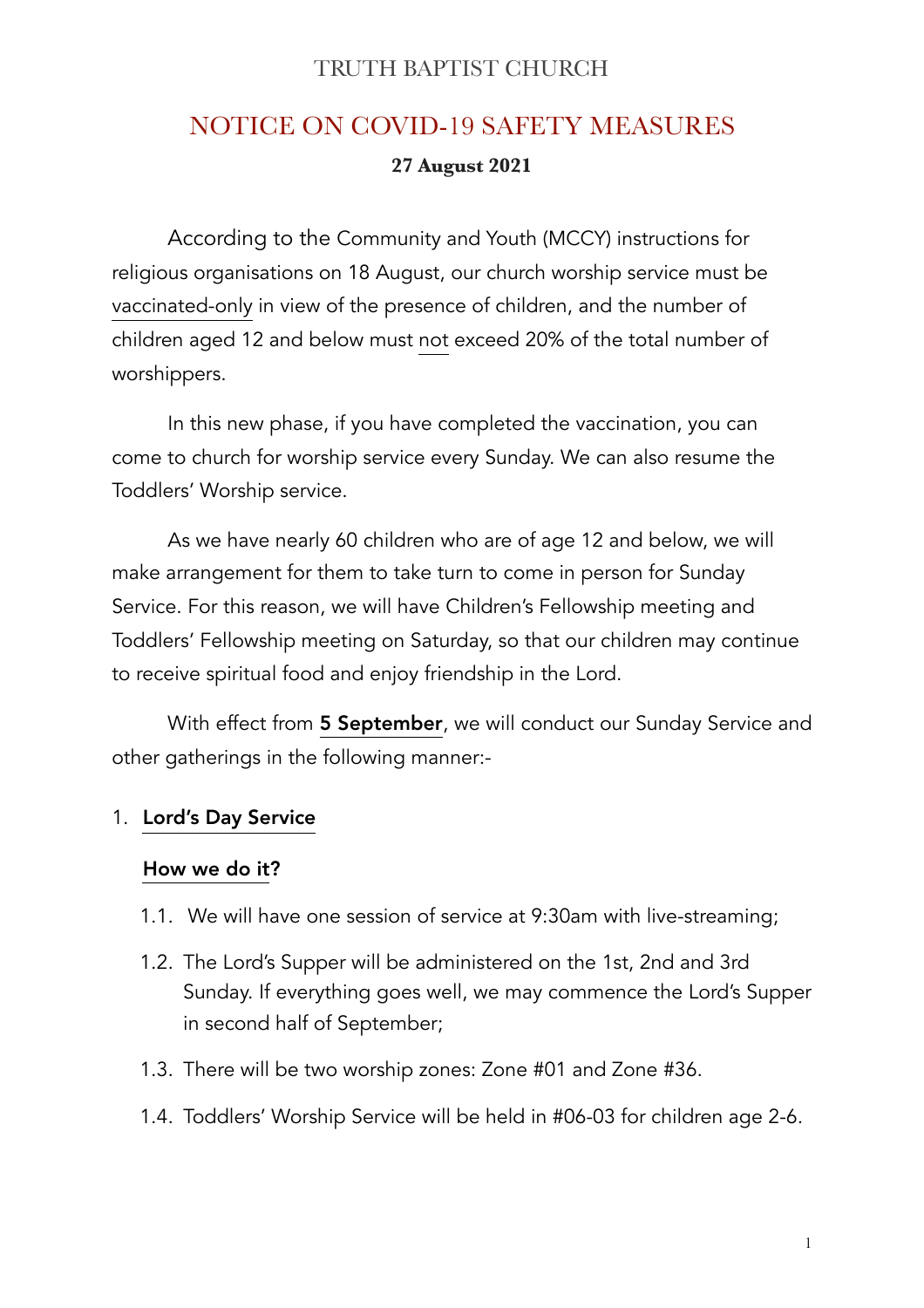# TRUTH BAPTIST CHURCH

## NOTICE ON COVID-19 SAFETY MEASURES

**27 August 2021**

According to the Community and Youth (MCCY) instructions for religious organisations on 18 August, our church worship service must be vaccinated-only in view of the presence of children, and the number of children aged 12 and below must not exceed 20% of the total number of worshippers.

In this new phase, if you have completed the vaccination, you can come to church for worship service every Sunday. We can also resume the Toddlers' Worship service.

As we have nearly 60 children who are of age 12 and below, we will make arrangement for them to take turn to come in person for Sunday Service. For this reason, we will have Children's Fellowship meeting and Toddlers' Fellowship meeting on Saturday, so that our children may continue to receive spiritual food and enjoy friendship in the Lord.

With effect from **5 September**, we will conduct our Sunday Service and other gatherings in the following manner:-

1. **Lord's Day Service**

   **How we do it?**

   1.1. We will have one session of service at 9:30am with live-streaming;

   1.2. The Lord's Supper will be administered on the 1st, 2nd and 3rd Sunday. If everything goes well, we may commence the Lord's Supper in second half of September;

   1.3. There will be two worship zones: Zone #01 and Zone #36.

   1.4. Toddlers' Worship Service will be held in #06-03 for children age 2-6.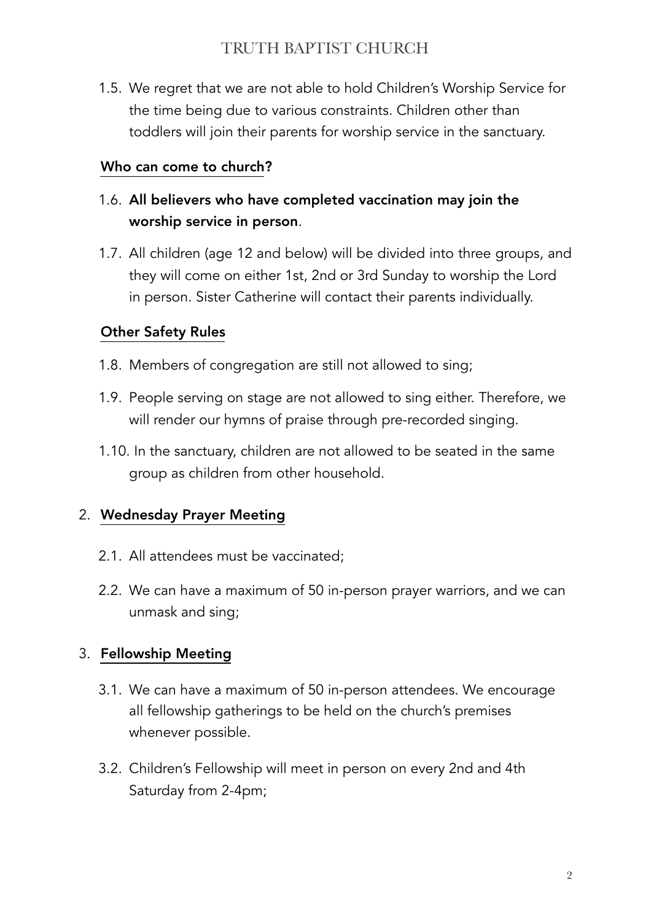1.5. We regret that we are not able to hold Children's Worship Service for the time being due to various constraints. Children other than toddlers will join their parents for worship service in the sanctuary.

### Who can come to church?

1.6. **All believers who have completed vaccination may join the worship service in person**.

1.7. All children (age 12 and below) will be divided into three groups, and they will come on either 1st, 2nd or 3rd Sunday to worship the Lord in person. Sister Catherine will contact their parents individually.

### Other Safety Rules

1.8. Members of congregation are still not allowed to sing;

1.9. People serving on stage are not allowed to sing either. Therefore, we will render our hymns of praise through pre-recorded singing.

1.10. In the sanctuary, children are not allowed to be seated in the same group as children from other household.

## 2. Wednesday Prayer Meeting

2.1. All attendees must be vaccinated;

2.2. We can have a maximum of 50 in-person prayer warriors, and we can unmask and sing;

## 3. Fellowship Meeting

3.1. We can have a maximum of 50 in-person attendees. We encourage all fellowship gatherings to be held on the church's premises whenever possible.

3.2. Children's Fellowship will meet in person on every 2nd and 4th Saturday from 2-4pm;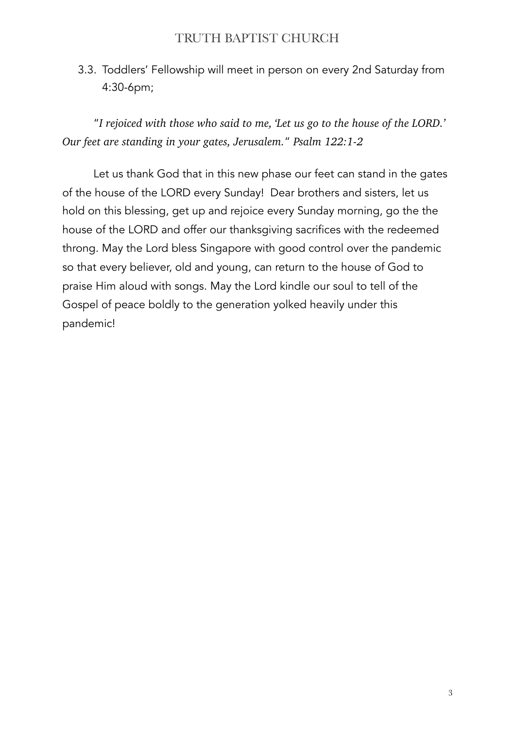3.3. Toddlers' Fellowship will meet in person on every 2nd Saturday from 4:30-6pm;

*"I rejoiced with those who said to me, 'Let us go to the house of the LORD.' Our feet are standing in your gates, Jerusalem." Psalm 122:1-2*

Let us thank God that in this new phase our feet can stand in the gates of the house of the LORD every Sunday! Dear brothers and sisters, let us hold on this blessing, get up and rejoice every Sunday morning, go the the house of the LORD and offer our thanksgiving sacrifices with the redeemed throng. May the Lord bless Singapore with good control over the pandemic so that every believer, old and young, can return to the house of God to praise Him aloud with songs. May the Lord kindle our soul to tell of the Gospel of peace boldly to the generation yolked heavily under this pandemic!